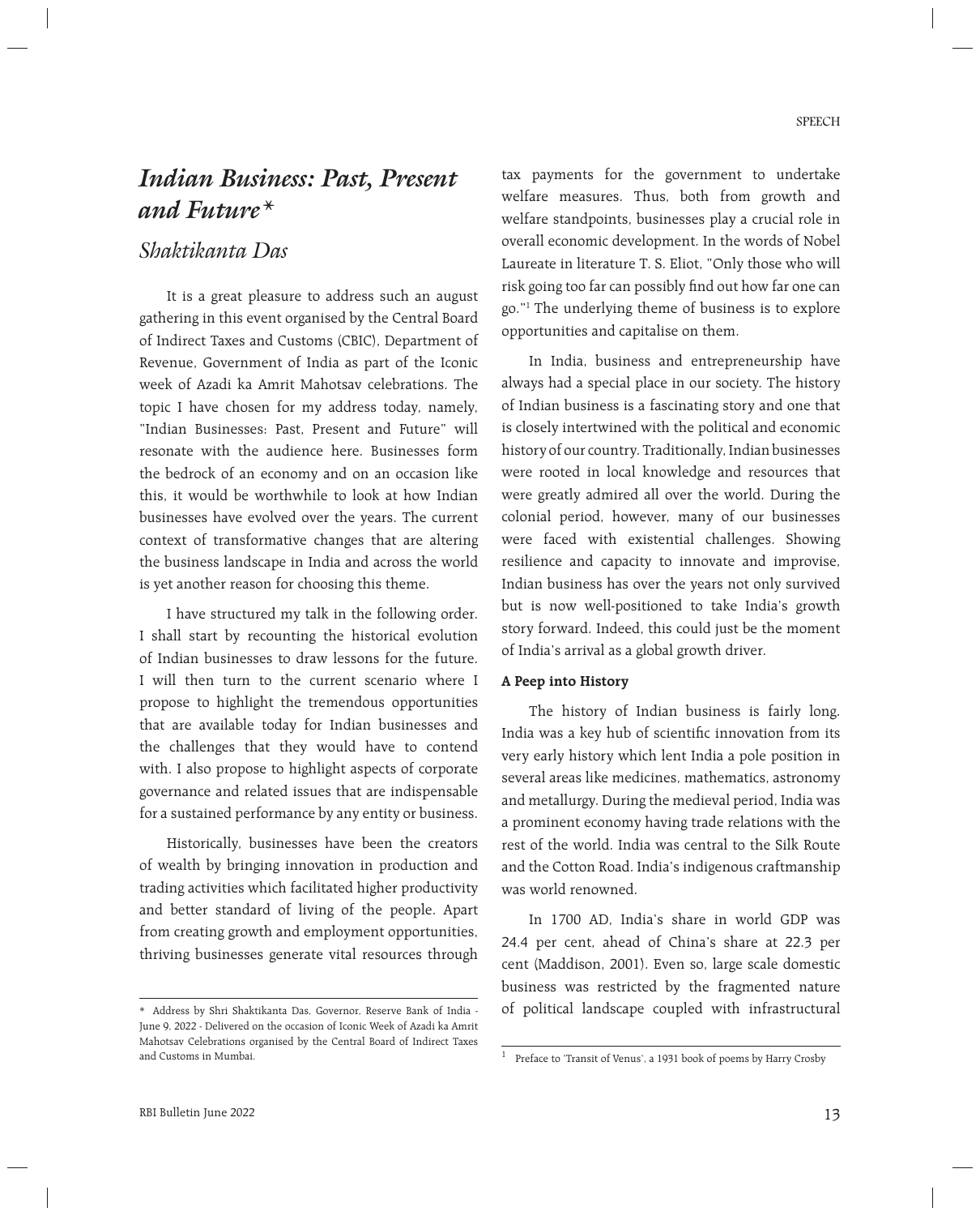# *Indian Business: Past, Present and Future**

## *Shaktikanta Das*

It is a great pleasure to address such an august gathering in this event organised by the Central Board of Indirect Taxes and Customs (CBIC), Department of Revenue, Government of India as part of the Iconic week of Azadi ka Amrit Mahotsav celebrations. The topic I have chosen for my address today, namely, "Indian Businesses: Past, Present and Future" will resonate with the audience here. Businesses form the bedrock of an economy and on an occasion like this, it would be worthwhile to look at how Indian businesses have evolved over the years. The current context of transformative changes that are altering the business landscape in India and across the world is yet another reason for choosing this theme.

I have structured my talk in the following order. I shall start by recounting the historical evolution of Indian businesses to draw lessons for the future. I will then turn to the current scenario where I propose to highlight the tremendous opportunities that are available today for Indian businesses and the challenges that they would have to contend with. I also propose to highlight aspects of corporate governance and related issues that are indispensable for a sustained performance by any entity or business.

Historically, businesses have been the creators of wealth by bringing innovation in production and trading activities which facilitated higher productivity and better standard of living of the people. Apart from creating growth and employment opportunities, thriving businesses generate vital resources through tax payments for the government to undertake welfare measures. Thus, both from growth and welfare standpoints, businesses play a crucial role in overall economic development. In the words of Nobel Laureate in literature T. S. Eliot, "Only those who will risk going too far can possibly find out how far one can go."[1] The underlying theme of business is to explore opportunities and capitalise on them.

In India, business and entrepreneurship have always had a special place in our society. The history of Indian business is a fascinating story and one that is closely intertwined with the political and economic history of our country. Traditionally, Indian businesses were rooted in local knowledge and resources that were greatly admired all over the world. During the colonial period, however, many of our businesses were faced with existential challenges. Showing resilience and capacity to innovate and improvise, Indian business has over the years not only survived but is now well-positioned to take India's growth story forward. Indeed, this could just be the moment of India's arrival as a global growth driver.

**A Peep into History**

The history of Indian business is fairly long. India was a key hub of scientific innovation from its very early history which lent India a pole position in several areas like medicines, mathematics, astronomy and metallurgy. During the medieval period, India was a prominent economy having trade relations with the rest of the world. India was central to the Silk Route and the Cotton Road. India's indigenous craftmanship was world renowned.

In 1700 AD, India's share in world GDP was 24.4 per cent, ahead of China's share at 22.3 per cent (Maddison, 2001). Even so, large scale domestic business was restricted by the fragmented nature of political landscape coupled with infrastructural

---

\* Address by Shri Shaktikanta Das, Governor, Reserve Bank of India - June 9, 2022 - Delivered on the occasion of Iconic Week of Azadi ka Amrit Mahotsav Celebrations organised by the Central Board of Indirect Taxes and Customs in Mumbai.

[1] Preface to 'Transit of Venus', a 1931 book of poems by Harry Crosby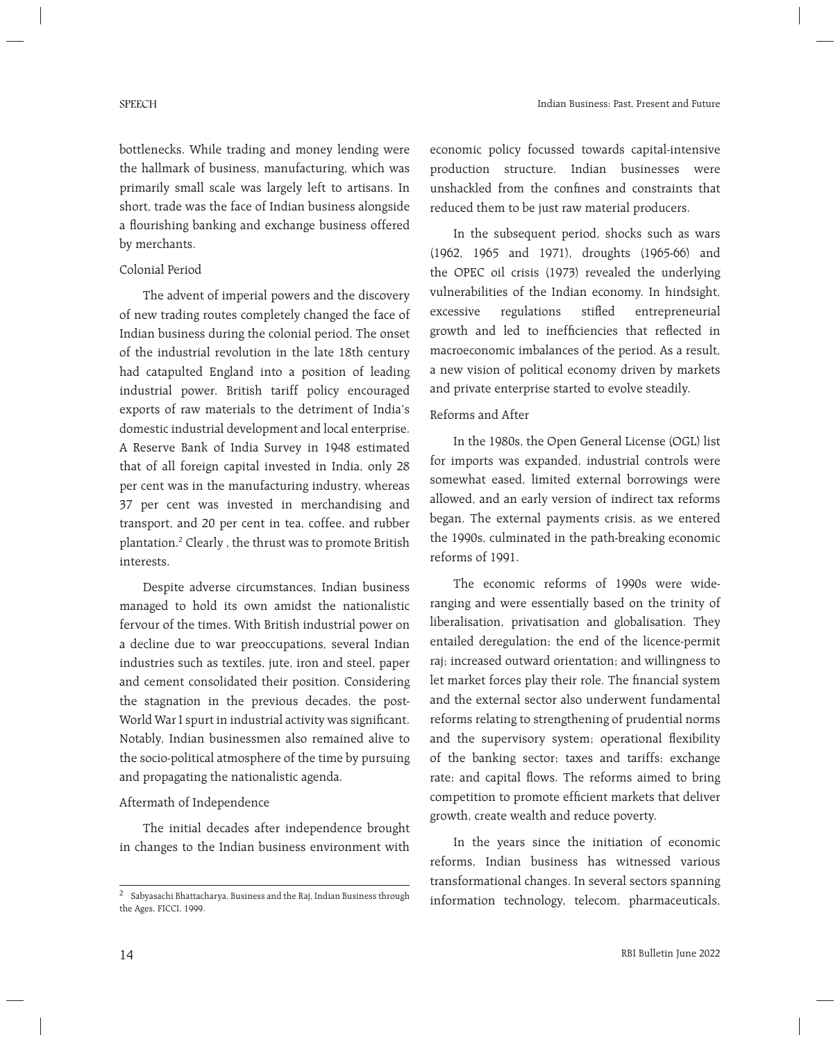bottlenecks. While trading and money lending were the hallmark of business, manufacturing, which was primarily small scale was largely left to artisans. In short, trade was the face of Indian business alongside a flourishing banking and exchange business offered by merchants.

### Colonial Period

The advent of imperial powers and the discovery of new trading routes completely changed the face of Indian business during the colonial period. The onset of the industrial revolution in the late 18th century had catapulted England into a position of leading industrial power. British tariff policy encouraged exports of raw materials to the detriment of India's domestic industrial development and local enterprise. A Reserve Bank of India Survey in 1948 estimated that of all foreign capital invested in India, only 28 per cent was in the manufacturing industry, whereas 37 per cent was invested in merchandising and transport, and 20 per cent in tea, coffee, and rubber plantation.[2] Clearly , the thrust was to promote British interests.

Despite adverse circumstances, Indian business managed to hold its own amidst the nationalistic fervour of the times. With British industrial power on a decline due to war preoccupations, several Indian industries such as textiles, jute, iron and steel, paper and cement consolidated their position. Considering the stagnation in the previous decades, the post-World War I spurt in industrial activity was significant. Notably, Indian businessmen also remained alive to the socio-political atmosphere of the time by pursuing and propagating the nationalistic agenda.

### Aftermath of Independence

The initial decades after independence brought in changes to the Indian business environment with economic policy focussed towards capital-intensive production structure. Indian businesses were unshackled from the confines and constraints that reduced them to be just raw material producers.

In the subsequent period, shocks such as wars (1962, 1965 and 1971), droughts (1965-66) and the OPEC oil crisis (1973) revealed the underlying vulnerabilities of the Indian economy. In hindsight, excessive regulations stifled entrepreneurial growth and led to inefficiencies that reflected in macroeconomic imbalances of the period. As a result, a new vision of political economy driven by markets and private enterprise started to evolve steadily.

### Reforms and After

In the 1980s, the Open General License (OGL) list for imports was expanded, industrial controls were somewhat eased, limited external borrowings were allowed, and an early version of indirect tax reforms began. The external payments crisis, as we entered the 1990s, culminated in the path-breaking economic reforms of 1991.

The economic reforms of 1990s were wide-ranging and were essentially based on the trinity of liberalisation, privatisation and globalisation. They entailed deregulation; the end of the licence-permit raj; increased outward orientation; and willingness to let market forces play their role. The financial system and the external sector also underwent fundamental reforms relating to strengthening of prudential norms and the supervisory system; operational flexibility of the banking sector; taxes and tariffs; exchange rate; and capital flows. The reforms aimed to bring competition to promote efficient markets that deliver growth, create wealth and reduce poverty.

In the years since the initiation of economic reforms, Indian business has witnessed various transformational changes. In several sectors spanning information technology, telecom, pharmaceuticals,

---

[2] Sabyasachi Bhattacharya, Business and the Raj, Indian Business through the Ages, FICCI, 1999.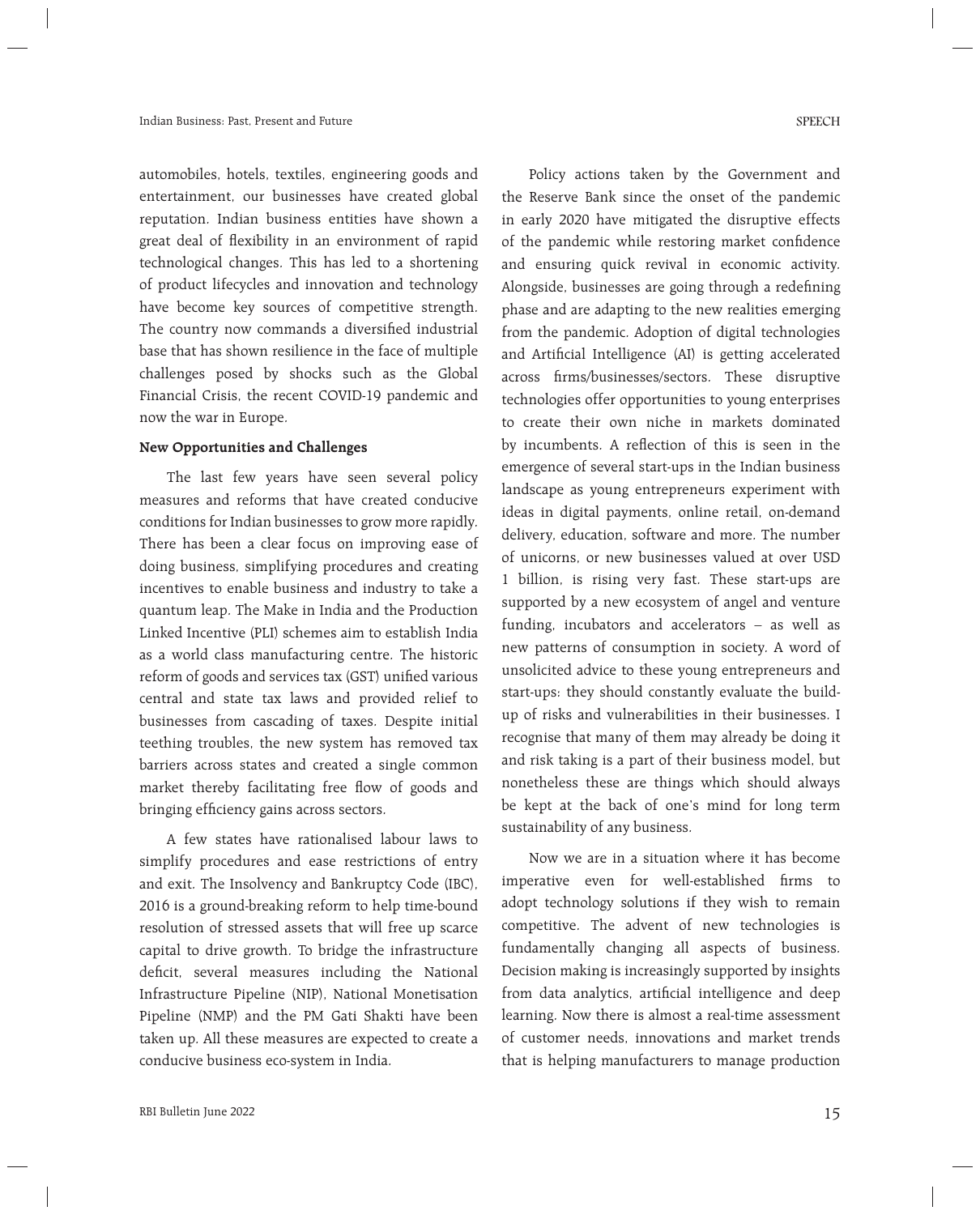automobiles, hotels, textiles, engineering goods and entertainment, our businesses have created global reputation. Indian business entities have shown a great deal of flexibility in an environment of rapid technological changes. This has led to a shortening of product lifecycles and innovation and technology have become key sources of competitive strength. The country now commands a diversified industrial base that has shown resilience in the face of multiple challenges posed by shocks such as the Global Financial Crisis, the recent COVID-19 pandemic and now the war in Europe.

**New Opportunities and Challenges**

The last few years have seen several policy measures and reforms that have created conducive conditions for Indian businesses to grow more rapidly. There has been a clear focus on improving ease of doing business, simplifying procedures and creating incentives to enable business and industry to take a quantum leap. The Make in India and the Production Linked Incentive (PLI) schemes aim to establish India as a world class manufacturing centre. The historic reform of goods and services tax (GST) unified various central and state tax laws and provided relief to businesses from cascading of taxes. Despite initial teething troubles, the new system has removed tax barriers across states and created a single common market thereby facilitating free flow of goods and bringing efficiency gains across sectors.

A few states have rationalised labour laws to simplify procedures and ease restrictions of entry and exit. The Insolvency and Bankruptcy Code (IBC), 2016 is a ground-breaking reform to help time-bound resolution of stressed assets that will free up scarce capital to drive growth. To bridge the infrastructure deficit, several measures including the National Infrastructure Pipeline (NIP), National Monetisation Pipeline (NMP) and the PM Gati Shakti have been taken up. All these measures are expected to create a conducive business eco-system in India.

Policy actions taken by the Government and the Reserve Bank since the onset of the pandemic in early 2020 have mitigated the disruptive effects of the pandemic while restoring market confidence and ensuring quick revival in economic activity. Alongside, businesses are going through a redefining phase and are adapting to the new realities emerging from the pandemic. Adoption of digital technologies and Artificial Intelligence (AI) is getting accelerated across firms/businesses/sectors. These disruptive technologies offer opportunities to young enterprises to create their own niche in markets dominated by incumbents. A reflection of this is seen in the emergence of several start-ups in the Indian business landscape as young entrepreneurs experiment with ideas in digital payments, online retail, on-demand delivery, education, software and more. The number of unicorns, or new businesses valued at over USD 1 billion, is rising very fast. These start-ups are supported by a new ecosystem of angel and venture funding, incubators and accelerators – as well as new patterns of consumption in society. A word of unsolicited advice to these young entrepreneurs and start-ups: they should constantly evaluate the build-up of risks and vulnerabilities in their businesses. I recognise that many of them may already be doing it and risk taking is a part of their business model, but nonetheless these are things which should always be kept at the back of one's mind for long term sustainability of any business.

Now we are in a situation where it has become imperative even for well-established firms to adopt technology solutions if they wish to remain competitive. The advent of new technologies is fundamentally changing all aspects of business. Decision making is increasingly supported by insights from data analytics, artificial intelligence and deep learning. Now there is almost a real-time assessment of customer needs, innovations and market trends that is helping manufacturers to manage production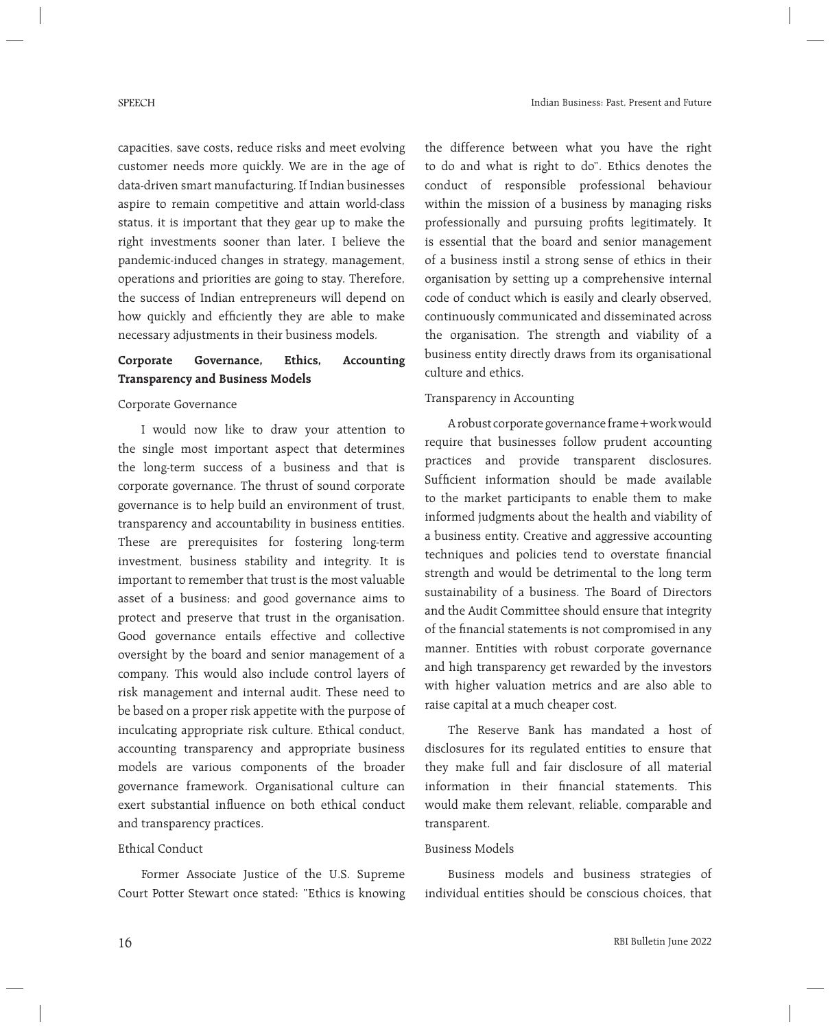capacities, save costs, reduce risks and meet evolving customer needs more quickly. We are in the age of data-driven smart manufacturing. If Indian businesses aspire to remain competitive and attain world-class status, it is important that they gear up to make the right investments sooner than later. I believe the pandemic-induced changes in strategy, management, operations and priorities are going to stay. Therefore, the success of Indian entrepreneurs will depend on how quickly and efficiently they are able to make necessary adjustments in their business models.

## Corporate Governance, Ethics, Accounting Transparency and Business Models

### Corporate Governance

I would now like to draw your attention to the single most important aspect that determines the long-term success of a business and that is corporate governance. The thrust of sound corporate governance is to help build an environment of trust, transparency and accountability in business entities. These are prerequisites for fostering long-term investment, business stability and integrity. It is important to remember that trust is the most valuable asset of a business; and good governance aims to protect and preserve that trust in the organisation. Good governance entails effective and collective oversight by the board and senior management of a company. This would also include control layers of risk management and internal audit. These need to be based on a proper risk appetite with the purpose of inculcating appropriate risk culture. Ethical conduct, accounting transparency and appropriate business models are various components of the broader governance framework. Organisational culture can exert substantial influence on both ethical conduct and transparency practices.

### Ethical Conduct

Former Associate Justice of the U.S. Supreme Court Potter Stewart once stated: "Ethics is knowing the difference between what you have the right to do and what is right to do". Ethics denotes the conduct of responsible professional behaviour within the mission of a business by managing risks professionally and pursuing profits legitimately. It is essential that the board and senior management of a business instil a strong sense of ethics in their organisation by setting up a comprehensive internal code of conduct which is easily and clearly observed, continuously communicated and disseminated across the organisation. The strength and viability of a business entity directly draws from its organisational culture and ethics.

### Transparency in Accounting

A robust corporate governance frame+work would require that businesses follow prudent accounting practices and provide transparent disclosures. Sufficient information should be made available to the market participants to enable them to make informed judgments about the health and viability of a business entity. Creative and aggressive accounting techniques and policies tend to overstate financial strength and would be detrimental to the long term sustainability of a business. The Board of Directors and the Audit Committee should ensure that integrity of the financial statements is not compromised in any manner. Entities with robust corporate governance and high transparency get rewarded by the investors with higher valuation metrics and are also able to raise capital at a much cheaper cost.

The Reserve Bank has mandated a host of disclosures for its regulated entities to ensure that they make full and fair disclosure of all material information in their financial statements. This would make them relevant, reliable, comparable and transparent.

### Business Models

Business models and business strategies of individual entities should be conscious choices, that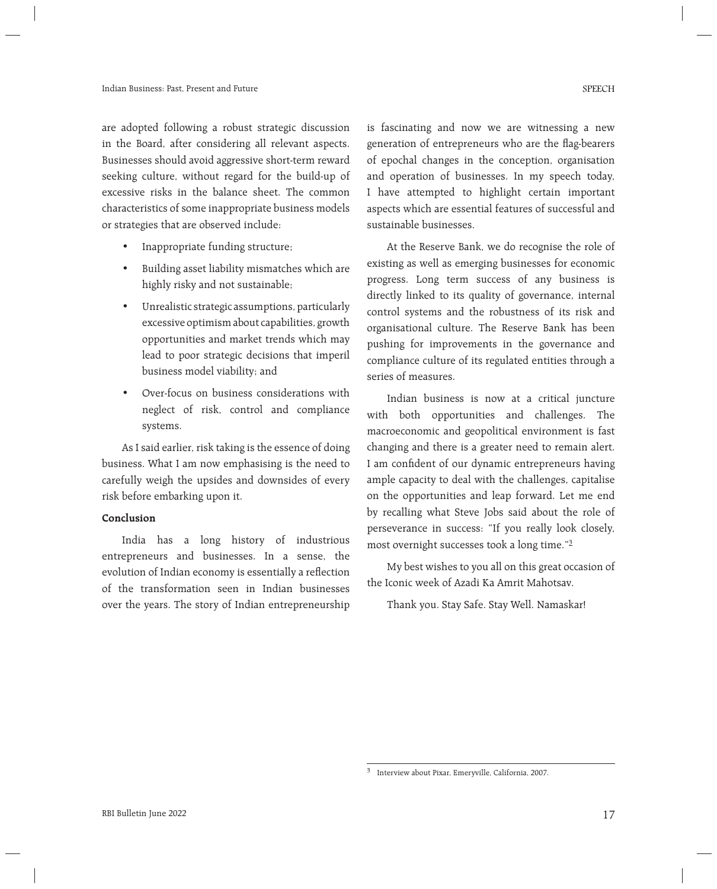are adopted following a robust strategic discussion in the Board, after considering all relevant aspects. Businesses should avoid aggressive short-term reward seeking culture, without regard for the build-up of excessive risks in the balance sheet. The common characteristics of some inappropriate business models or strategies that are observed include:

- Inappropriate funding structure;
- Building asset liability mismatches which are highly risky and not sustainable;
- Unrealistic strategic assumptions, particularly excessive optimism about capabilities, growth opportunities and market trends which may lead to poor strategic decisions that imperil business model viability; and
- Over-focus on business considerations with neglect of risk, control and compliance systems.

As I said earlier, risk taking is the essence of doing business. What I am now emphasising is the need to carefully weigh the upsides and downsides of every risk before embarking upon it.

**Conclusion**

India has a long history of industrious entrepreneurs and businesses. In a sense, the evolution of Indian economy is essentially a reflection of the transformation seen in Indian businesses over the years. The story of Indian entrepreneurship is fascinating and now we are witnessing a new generation of entrepreneurs who are the flag-bearers of epochal changes in the conception, organisation and operation of businesses. In my speech today, I have attempted to highlight certain important aspects which are essential features of successful and sustainable businesses.

At the Reserve Bank, we do recognise the role of existing as well as emerging businesses for economic progress. Long term success of any business is directly linked to its quality of governance, internal control systems and the robustness of its risk and organisational culture. The Reserve Bank has been pushing for improvements in the governance and compliance culture of its regulated entities through a series of measures.

Indian business is now at a critical juncture with both opportunities and challenges. The macroeconomic and geopolitical environment is fast changing and there is a greater need to remain alert. I am confident of our dynamic entrepreneurs having ample capacity to deal with the challenges, capitalise on the opportunities and leap forward. Let me end by recalling what Steve Jobs said about the role of perseverance in success: "If you really look closely, most overnight successes took a long time."[3]

My best wishes to you all on this great occasion of the Iconic week of Azadi Ka Amrit Mahotsav.

Thank you. Stay Safe. Stay Well. Namaskar!

---

[3] Interview about Pixar, Emeryville, California, 2007.